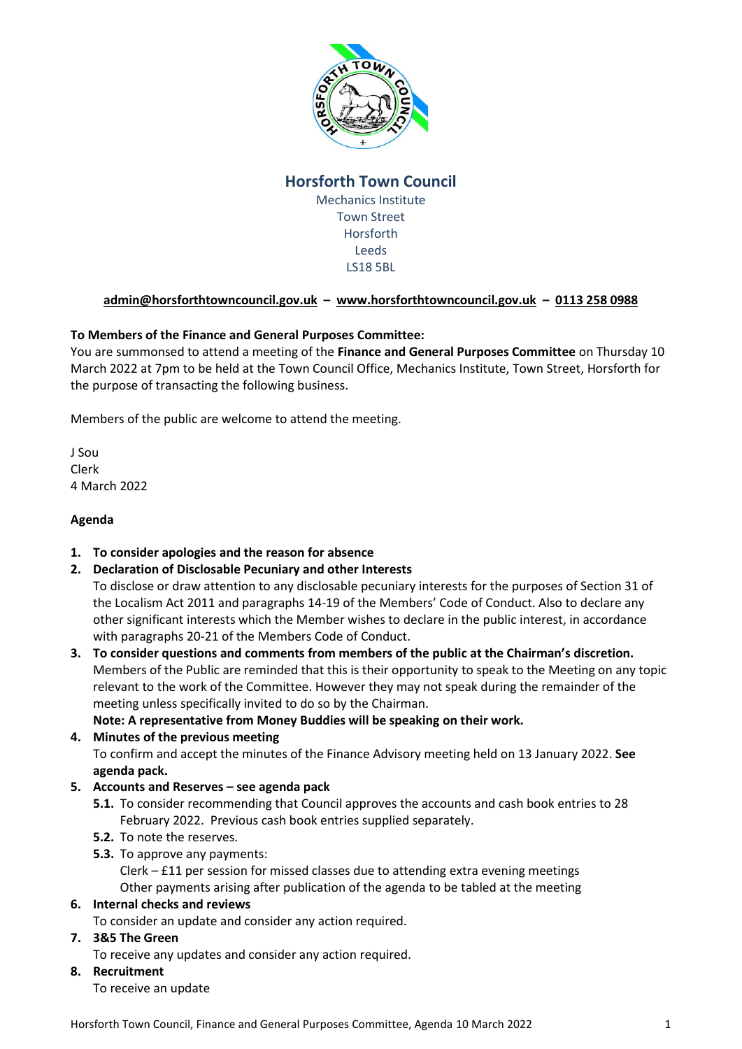# Horsforth Town Council

Mechanics Institute
Town Street
Horsforth
Leeds
LS18 5BL

**admin@horsforthtowncouncil.gov.uk – www.horsforthtowncouncil.gov.uk – 0113 258 0988**

**To Members of the Finance and General Purposes Committee:**

You are summonsed to attend a meeting of the **Finance and General Purposes Committee** on Thursday 10 March 2022 at 7pm to be held at the Town Council Office, Mechanics Institute, Town Street, Horsforth for the purpose of transacting the following business.

Members of the public are welcome to attend the meeting.

J Sou
Clerk
4 March 2022

**Agenda**

1. **To consider apologies and the reason for absence**
2. **Declaration of Disclosable Pecuniary and other Interests**
   To disclose or draw attention to any disclosable pecuniary interests for the purposes of Section 31 of the Localism Act 2011 and paragraphs 14-19 of the Members' Code of Conduct. Also to declare any other significant interests which the Member wishes to declare in the public interest, in accordance with paragraphs 20-21 of the Members Code of Conduct.
3. **To consider questions and comments from members of the public at the Chairman's discretion.**
   Members of the Public are reminded that this is their opportunity to speak to the Meeting on any topic relevant to the work of the Committee. However they may not speak during the remainder of the meeting unless specifically invited to do so by the Chairman.
   **Note: A representative from Money Buddies will be speaking on their work.**
4. **Minutes of the previous meeting**
   To confirm and accept the minutes of the Finance Advisory meeting held on 13 January 2022. **See agenda pack.**
5. **Accounts and Reserves – see agenda pack**
   - **5.1.** To consider recommending that Council approves the accounts and cash book entries to 28 February 2022. Previous cash book entries supplied separately.
   - **5.2.** To note the reserves.
   - **5.3.** To approve any payments:
     Clerk – £11 per session for missed classes due to attending extra evening meetings
     Other payments arising after publication of the agenda to be tabled at the meeting
6. **Internal checks and reviews**
   To consider an update and consider any action required.
7. **3&5 The Green**
   To receive any updates and consider any action required.
8. **Recruitment**
   To receive an update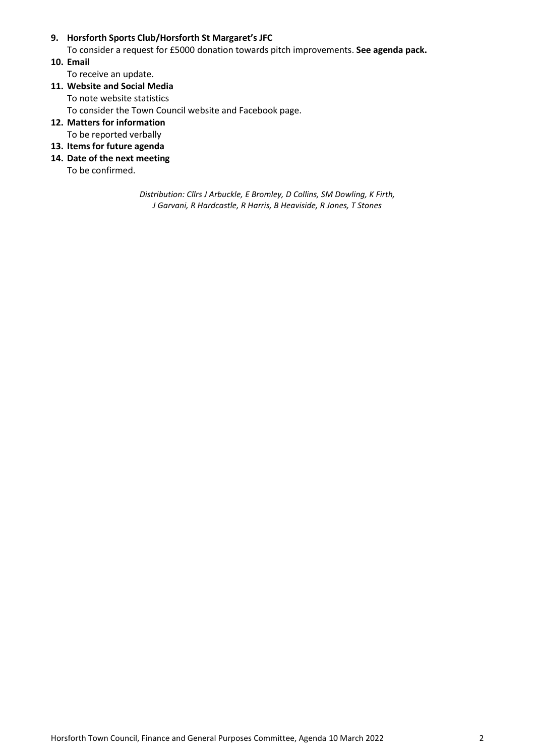9. **Horsforth Sports Club/Horsforth St Margaret's JFC**
   To consider a request for £5000 donation towards pitch improvements. **See agenda pack.**
10. **Email**
    To receive an update.
11. **Website and Social Media**
    To note website statistics
    To consider the Town Council website and Facebook page.
12. **Matters for information**
    To be reported verbally
13. **Items for future agenda**
14. **Date of the next meeting**
    To be confirmed.

*Distribution: Cllrs J Arbuckle, E Bromley, D Collins, SM Dowling, K Firth, J Garvani, R Hardcastle, R Harris, B Heaviside, R Jones, T Stones*